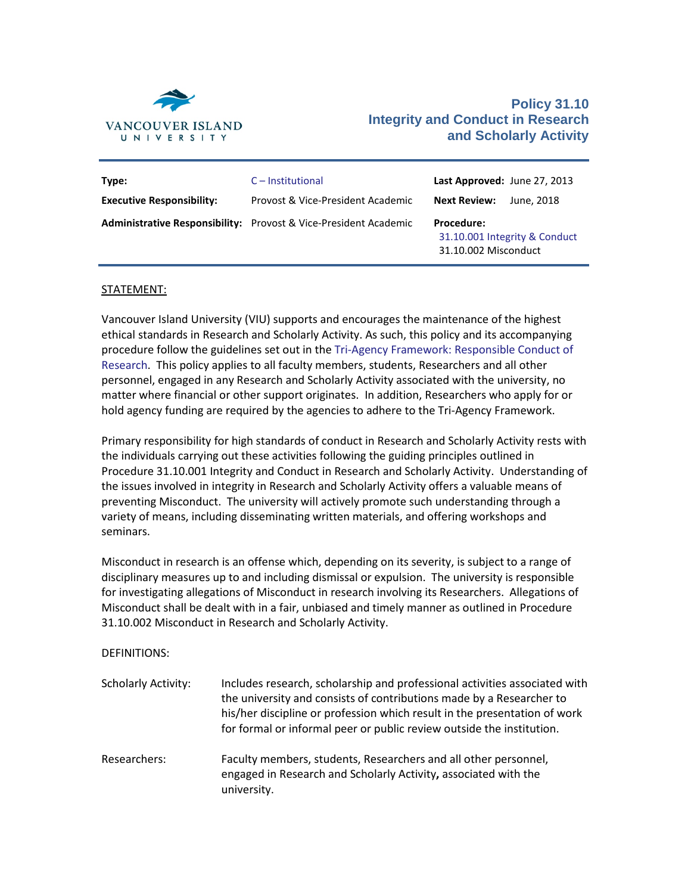VANCOUVER ISLAND UNIVERSITY

# Policy 31.10 Integrity and Conduct in Research and Scholarly Activity

| **Type:** | C – Institutional | **Last Approved:** | June 27, 2013 |
|---|---|---|---|
| **Executive Responsibility:** | Provost & Vice-President Academic | **Next Review:** | June, 2018 |
| **Administrative Responsibility:** | Provost & Vice-President Academic | **Procedure:** | 31.10.001 Integrity & Conduct<br>31.10.002 Misconduct |

## STATEMENT:

Vancouver Island University (VIU) supports and encourages the maintenance of the highest ethical standards in Research and Scholarly Activity. As such, this policy and its accompanying procedure follow the guidelines set out in the Tri-Agency Framework: Responsible Conduct of Research. This policy applies to all faculty members, students, Researchers and all other personnel, engaged in any Research and Scholarly Activity associated with the university, no matter where financial or other support originates. In addition, Researchers who apply for or hold agency funding are required by the agencies to adhere to the Tri-Agency Framework.

Primary responsibility for high standards of conduct in Research and Scholarly Activity rests with the individuals carrying out these activities following the guiding principles outlined in Procedure 31.10.001 Integrity and Conduct in Research and Scholarly Activity. Understanding of the issues involved in integrity in Research and Scholarly Activity offers a valuable means of preventing Misconduct. The university will actively promote such understanding through a variety of means, including disseminating written materials, and offering workshops and seminars.

Misconduct in research is an offense which, depending on its severity, is subject to a range of disciplinary measures up to and including dismissal or expulsion. The university is responsible for investigating allegations of Misconduct in research involving its Researchers. Allegations of Misconduct shall be dealt with in a fair, unbiased and timely manner as outlined in Procedure 31.10.002 Misconduct in Research and Scholarly Activity.

## DEFINITIONS:

| | |
|---|---|
| Scholarly Activity: | Includes research, scholarship and professional activities associated with the university and consists of contributions made by a Researcher to his/her discipline or profession which result in the presentation of work for formal or informal peer or public review outside the institution. |
| Researchers: | Faculty members, students, Researchers and all other personnel, engaged in Research and Scholarly Activity**,** associated with the university. |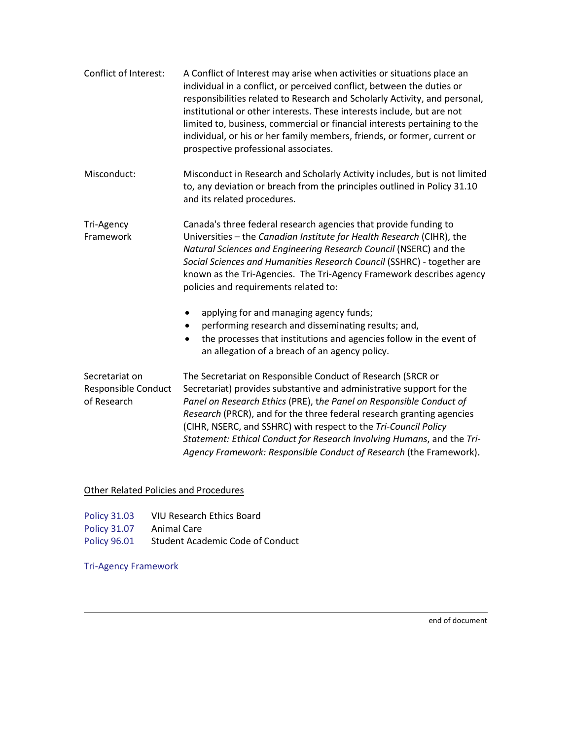| | |
|---|---|
| Conflict of Interest: | A Conflict of Interest may arise when activities or situations place an individual in a conflict, or perceived conflict, between the duties or responsibilities related to Research and Scholarly Activity, and personal, institutional or other interests. These interests include, but are not limited to, business, commercial or financial interests pertaining to the individual, or his or her family members, friends, or former, current or prospective professional associates. |
| Misconduct: | Misconduct in Research and Scholarly Activity includes, but is not limited to, any deviation or breach from the principles outlined in Policy 31.10 and its related procedures. |
| Tri-Agency Framework | Canada's three federal research agencies that provide funding to Universities – the *Canadian Institute for Health Research* (CIHR), the *Natural Sciences and Engineering Research Council* (NSERC) and the *Social Sciences and Humanities Research Council* (SSHRC) - together are known as the Tri-Agencies. The Tri-Agency Framework describes agency policies and requirements related to:<br>• applying for and managing agency funds;<br>• performing research and disseminating results; and,<br>• the processes that institutions and agencies follow in the event of an allegation of a breach of an agency policy. |
| Secretariat on Responsible Conduct of Research | The Secretariat on Responsible Conduct of Research (SRCR or Secretariat) provides substantive and administrative support for the *Panel on Research Ethics* (PRE), t*he Panel on Responsible Conduct of Research* (PRCR), and for the three federal research granting agencies (CIHR, NSERC, and SSHRC) with respect to the *Tri-Council Policy Statement: Ethical Conduct for Research Involving Humans*, and the *Tri-Agency Framework: Responsible Conduct of Research* (the Framework). |

<u>Other Related Policies and Procedures</u>

| | |
|---|---|
| Policy 31.03 | VIU Research Ethics Board |
| Policy 31.07 | Animal Care |
| Policy 96.01 | Student Academic Code of Conduct |

Tri-Agency Framework

end of document